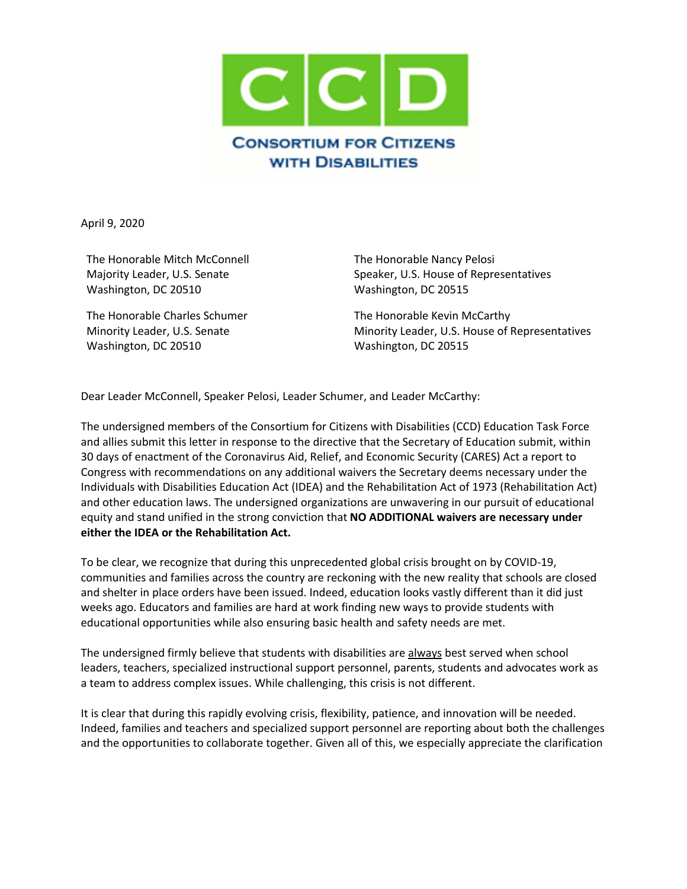# CCD

## Consortium for Citizens with Disabilities

April 9, 2020

The Honorable Mitch McConnell
Majority Leader, U.S. Senate
Washington, DC 20510

The Honorable Nancy Pelosi
Speaker, U.S. House of Representatives
Washington, DC 20515

The Honorable Charles Schumer
Minority Leader, U.S. Senate
Washington, DC 20510

The Honorable Kevin McCarthy
Minority Leader, U.S. House of Representatives
Washington, DC 20515

Dear Leader McConnell, Speaker Pelosi, Leader Schumer, and Leader McCarthy:

The undersigned members of the Consortium for Citizens with Disabilities (CCD) Education Task Force and allies submit this letter in response to the directive that the Secretary of Education submit, within 30 days of enactment of the Coronavirus Aid, Relief, and Economic Security (CARES) Act a report to Congress with recommendations on any additional waivers the Secretary deems necessary under the Individuals with Disabilities Education Act (IDEA) and the Rehabilitation Act of 1973 (Rehabilitation Act) and other education laws. The undersigned organizations are unwavering in our pursuit of educational equity and stand unified in the strong conviction that **NO ADDITIONAL waivers are necessary under either the IDEA or the Rehabilitation Act.**

To be clear, we recognize that during this unprecedented global crisis brought on by COVID-19, communities and families across the country are reckoning with the new reality that schools are closed and shelter in place orders have been issued. Indeed, education looks vastly different than it did just weeks ago. Educators and families are hard at work finding new ways to provide students with educational opportunities while also ensuring basic health and safety needs are met.

The undersigned firmly believe that students with disabilities are <u>always</u> best served when school leaders, teachers, specialized instructional support personnel, parents, students and advocates work as a team to address complex issues. While challenging, this crisis is not different.

It is clear that during this rapidly evolving crisis, flexibility, patience, and innovation will be needed. Indeed, families and teachers and specialized support personnel are reporting about both the challenges and the opportunities to collaborate together. Given all of this, we especially appreciate the clarification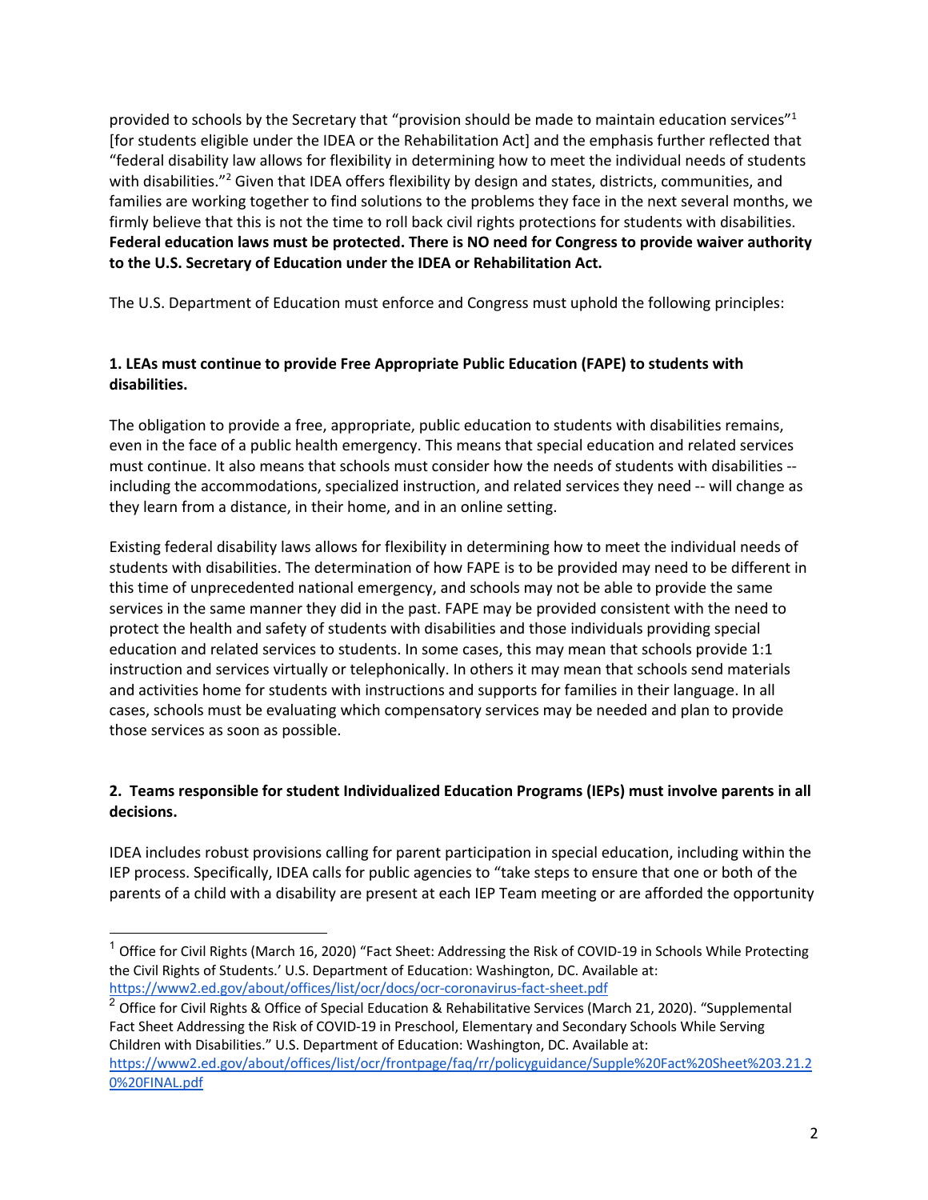provided to schools by the Secretary that "provision should be made to maintain education services"[1] [for students eligible under the IDEA or the Rehabilitation Act] and the emphasis further reflected that "federal disability law allows for flexibility in determining how to meet the individual needs of students with disabilities."[2] Given that IDEA offers flexibility by design and states, districts, communities, and families are working together to find solutions to the problems they face in the next several months, we firmly believe that this is not the time to roll back civil rights protections for students with disabilities. **Federal education laws must be protected. There is NO need for Congress to provide waiver authority to the U.S. Secretary of Education under the IDEA or Rehabilitation Act.**

The U.S. Department of Education must enforce and Congress must uphold the following principles:

**1. LEAs must continue to provide Free Appropriate Public Education (FAPE) to students with disabilities.**

The obligation to provide a free, appropriate, public education to students with disabilities remains, even in the face of a public health emergency. This means that special education and related services must continue. It also means that schools must consider how the needs of students with disabilities -- including the accommodations, specialized instruction, and related services they need -- will change as they learn from a distance, in their home, and in an online setting.

Existing federal disability laws allows for flexibility in determining how to meet the individual needs of students with disabilities. The determination of how FAPE is to be provided may need to be different in this time of unprecedented national emergency, and schools may not be able to provide the same services in the same manner they did in the past. FAPE may be provided consistent with the need to protect the health and safety of students with disabilities and those individuals providing special education and related services to students. In some cases, this may mean that schools provide 1:1 instruction and services virtually or telephonically. In others it may mean that schools send materials and activities home for students with instructions and supports for families in their language. In all cases, schools must be evaluating which compensatory services may be needed and plan to provide those services as soon as possible.

**2. Teams responsible for student Individualized Education Programs (IEPs) must involve parents in all decisions.**

IDEA includes robust provisions calling for parent participation in special education, including within the IEP process. Specifically, IDEA calls for public agencies to "take steps to ensure that one or both of the parents of a child with a disability are present at each IEP Team meeting or are afforded the opportunity

[1] Office for Civil Rights (March 16, 2020) "Fact Sheet: Addressing the Risk of COVID-19 in Schools While Protecting the Civil Rights of Students.' U.S. Department of Education: Washington, DC. Available at: https://www2.ed.gov/about/offices/list/ocr/docs/ocr-coronavirus-fact-sheet.pdf

[2] Office for Civil Rights & Office of Special Education & Rehabilitative Services (March 21, 2020). "Supplemental Fact Sheet Addressing the Risk of COVID-19 in Preschool, Elementary and Secondary Schools While Serving Children with Disabilities." U.S. Department of Education: Washington, DC. Available at: https://www2.ed.gov/about/offices/list/ocr/frontpage/faq/rr/policyguidance/Supple%20Fact%20Sheet%203.21.20%20FINAL.pdf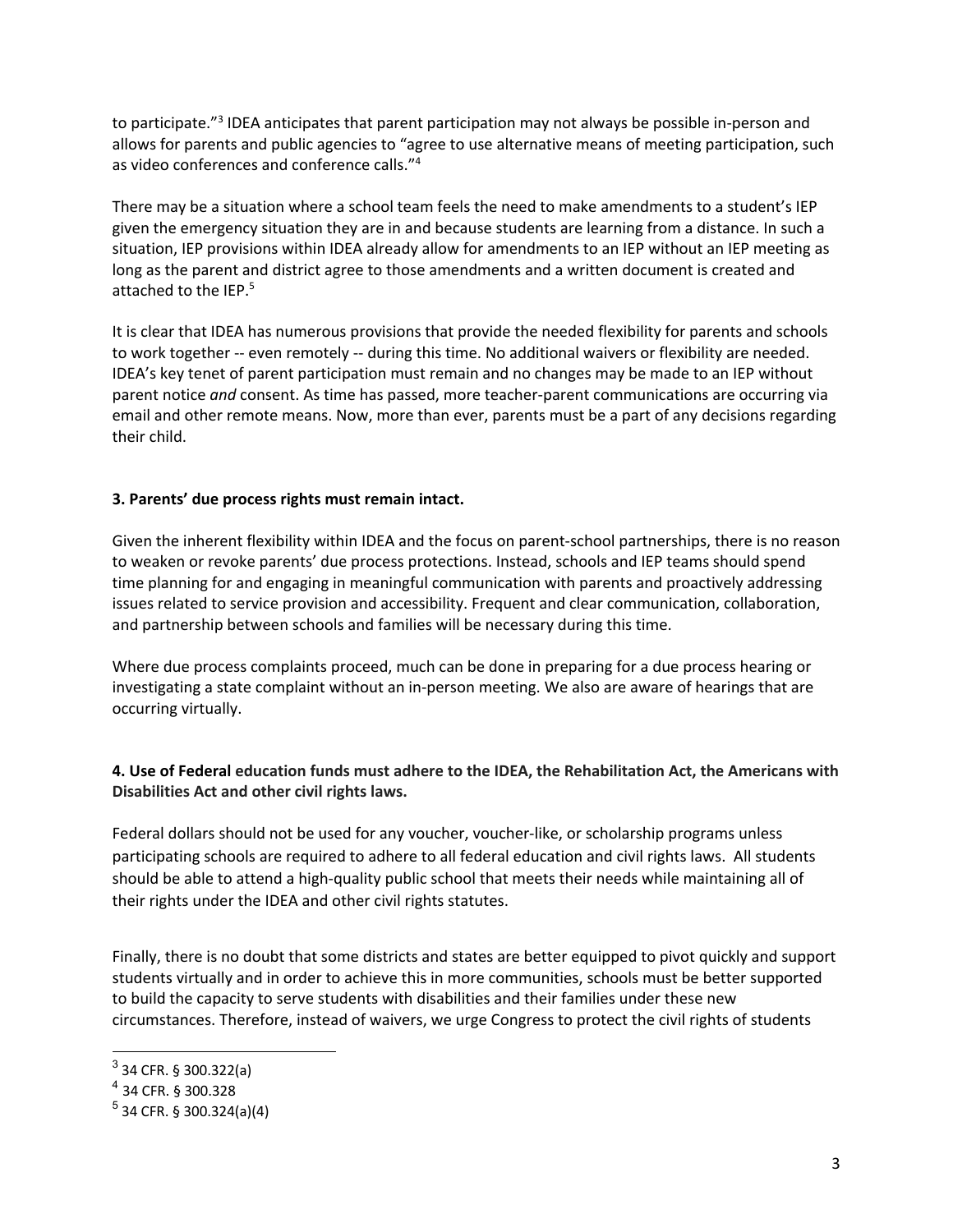to participate."[3] IDEA anticipates that parent participation may not always be possible in-person and allows for parents and public agencies to "agree to use alternative means of meeting participation, such as video conferences and conference calls."[4]

There may be a situation where a school team feels the need to make amendments to a student's IEP given the emergency situation they are in and because students are learning from a distance. In such a situation, IEP provisions within IDEA already allow for amendments to an IEP without an IEP meeting as long as the parent and district agree to those amendments and a written document is created and attached to the IEP.[5]

It is clear that IDEA has numerous provisions that provide the needed flexibility for parents and schools to work together -- even remotely -- during this time. No additional waivers or flexibility are needed. IDEA's key tenet of parent participation must remain and no changes may be made to an IEP without parent notice *and* consent. As time has passed, more teacher-parent communications are occurring via email and other remote means. Now, more than ever, parents must be a part of any decisions regarding their child.

### 3. Parents' due process rights must remain intact.

Given the inherent flexibility within IDEA and the focus on parent-school partnerships, there is no reason to weaken or revoke parents' due process protections. Instead, schools and IEP teams should spend time planning for and engaging in meaningful communication with parents and proactively addressing issues related to service provision and accessibility. Frequent and clear communication, collaboration, and partnership between schools and families will be necessary during this time.

Where due process complaints proceed, much can be done in preparing for a due process hearing or investigating a state complaint without an in-person meeting. We also are aware of hearings that are occurring virtually.

### 4. Use of Federal education funds must adhere to the IDEA, the Rehabilitation Act, the Americans with Disabilities Act and other civil rights laws.

Federal dollars should not be used for any voucher, voucher-like, or scholarship programs unless participating schools are required to adhere to all federal education and civil rights laws. All students should be able to attend a high-quality public school that meets their needs while maintaining all of their rights under the IDEA and other civil rights statutes.

Finally, there is no doubt that some districts and states are better equipped to pivot quickly and support students virtually and in order to achieve this in more communities, schools must be better supported to build the capacity to serve students with disabilities and their families under these new circumstances. Therefore, instead of waivers, we urge Congress to protect the civil rights of students

---

[3] 34 CFR. § 300.322(a)

[4] 34 CFR. § 300.328

[5] 34 CFR. § 300.324(a)(4)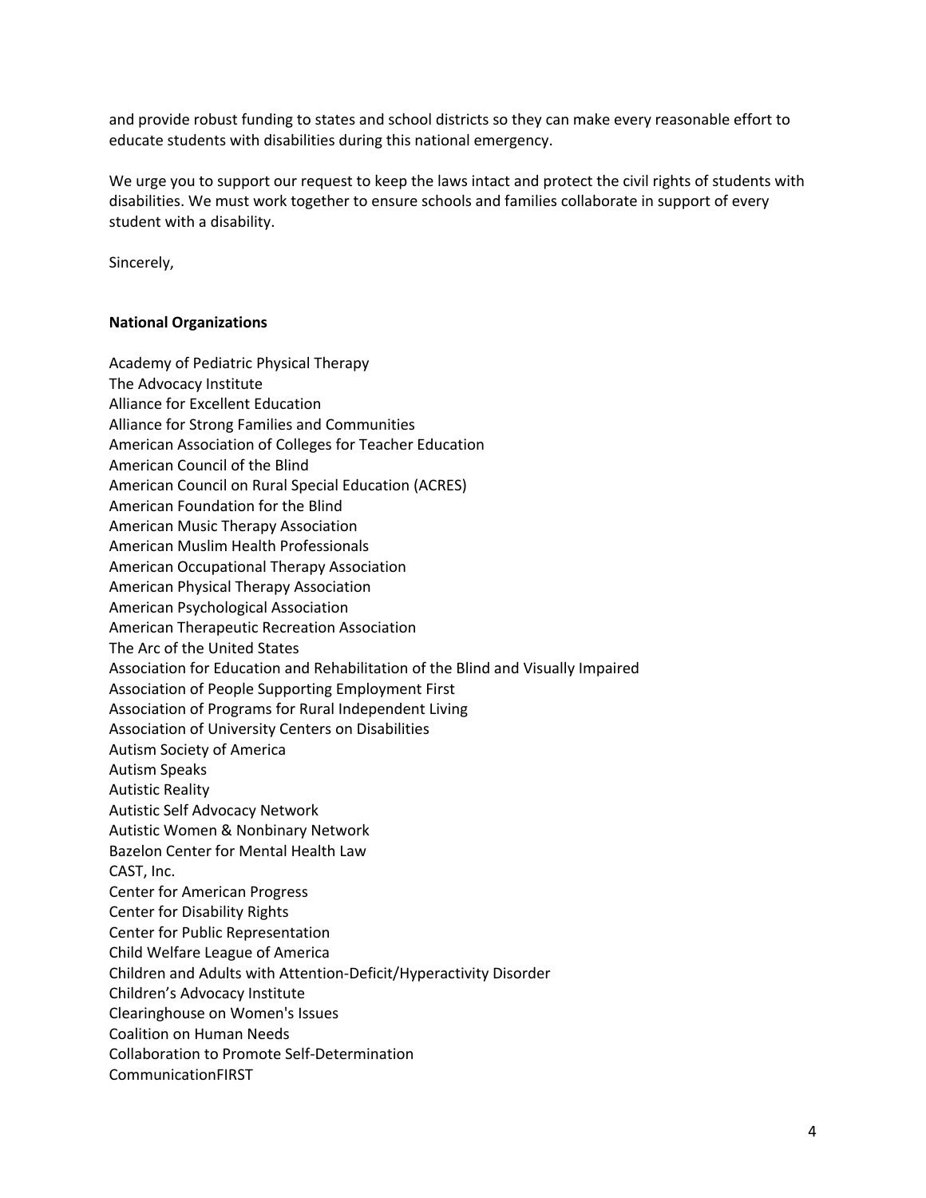and provide robust funding to states and school districts so they can make every reasonable effort to educate students with disabilities during this national emergency.

We urge you to support our request to keep the laws intact and protect the civil rights of students with disabilities. We must work together to ensure schools and families collaborate in support of every student with a disability.

Sincerely,

**National Organizations**

Academy of Pediatric Physical Therapy
The Advocacy Institute
Alliance for Excellent Education
Alliance for Strong Families and Communities
American Association of Colleges for Teacher Education
American Council of the Blind
American Council on Rural Special Education (ACRES)
American Foundation for the Blind
American Music Therapy Association
American Muslim Health Professionals
American Occupational Therapy Association
American Physical Therapy Association
American Psychological Association
American Therapeutic Recreation Association
The Arc of the United States
Association for Education and Rehabilitation of the Blind and Visually Impaired
Association of People Supporting Employment First
Association of Programs for Rural Independent Living
Association of University Centers on Disabilities
Autism Society of America
Autism Speaks
Autistic Reality
Autistic Self Advocacy Network
Autistic Women & Nonbinary Network
Bazelon Center for Mental Health Law
CAST, Inc.
Center for American Progress
Center for Disability Rights
Center for Public Representation
Child Welfare League of America
Children and Adults with Attention-Deficit/Hyperactivity Disorder
Children's Advocacy Institute
Clearinghouse on Women's Issues
Coalition on Human Needs
Collaboration to Promote Self-Determination
CommunicationFIRST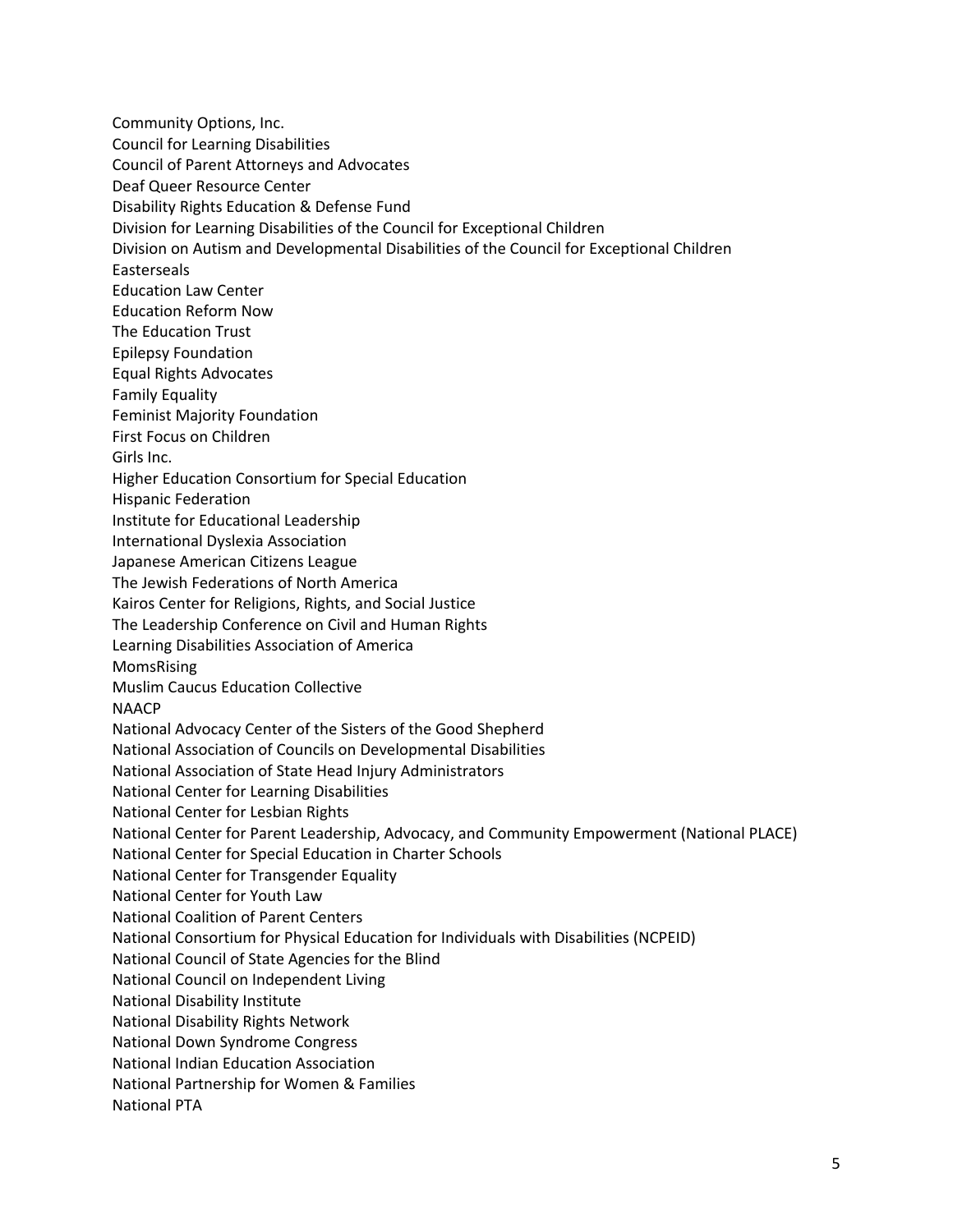Community Options, Inc.
Council for Learning Disabilities
Council of Parent Attorneys and Advocates
Deaf Queer Resource Center
Disability Rights Education & Defense Fund
Division for Learning Disabilities of the Council for Exceptional Children
Division on Autism and Developmental Disabilities of the Council for Exceptional Children
Easterseals
Education Law Center
Education Reform Now
The Education Trust
Epilepsy Foundation
Equal Rights Advocates
Family Equality
Feminist Majority Foundation
First Focus on Children
Girls Inc.
Higher Education Consortium for Special Education
Hispanic Federation
Institute for Educational Leadership
International Dyslexia Association
Japanese American Citizens League
The Jewish Federations of North America
Kairos Center for Religions, Rights, and Social Justice
The Leadership Conference on Civil and Human Rights
Learning Disabilities Association of America
MomsRising
Muslim Caucus Education Collective
NAACP
National Advocacy Center of the Sisters of the Good Shepherd
National Association of Councils on Developmental Disabilities
National Association of State Head Injury Administrators
National Center for Learning Disabilities
National Center for Lesbian Rights
National Center for Parent Leadership, Advocacy, and Community Empowerment (National PLACE)
National Center for Special Education in Charter Schools
National Center for Transgender Equality
National Center for Youth Law
National Coalition of Parent Centers
National Consortium for Physical Education for Individuals with Disabilities (NCPEID)
National Council of State Agencies for the Blind
National Council on Independent Living
National Disability Institute
National Disability Rights Network
National Down Syndrome Congress
National Indian Education Association
National Partnership for Women & Families
National PTA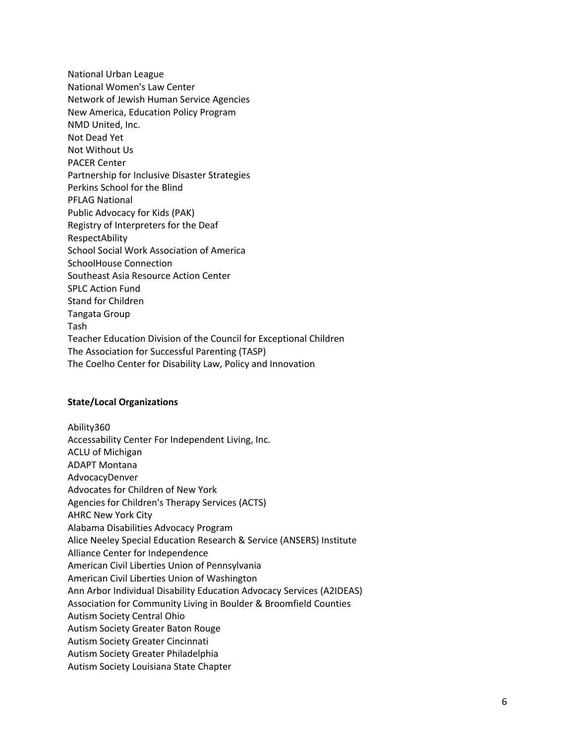National Urban League
National Women's Law Center
Network of Jewish Human Service Agencies
New America, Education Policy Program
NMD United, Inc.
Not Dead Yet
Not Without Us
PACER Center
Partnership for Inclusive Disaster Strategies
Perkins School for the Blind
PFLAG National
Public Advocacy for Kids (PAK)
Registry of Interpreters for the Deaf
RespectAbility
School Social Work Association of America
SchoolHouse Connection
Southeast Asia Resource Action Center
SPLC Action Fund
Stand for Children
Tangata Group
Tash
Teacher Education Division of the Council for Exceptional Children
The Association for Successful Parenting (TASP)
The Coelho Center for Disability Law, Policy and Innovation

**State/Local Organizations**

Ability360
Accessability Center For Independent Living, Inc.
ACLU of Michigan
ADAPT Montana
AdvocacyDenver
Advocates for Children of New York
Agencies for Children's Therapy Services (ACTS)
AHRC New York City
Alabama Disabilities Advocacy Program
Alice Neeley Special Education Research & Service (ANSERS) Institute
Alliance Center for Independence
American Civil Liberties Union of Pennsylvania
American Civil Liberties Union of Washington
Ann Arbor Individual Disability Education Advocacy Services (A2IDEAS)
Association for Community Living in Boulder & Broomfield Counties
Autism Society Central Ohio
Autism Society Greater Baton Rouge
Autism Society Greater Cincinnati
Autism Society Greater Philadelphia
Autism Society Louisiana State Chapter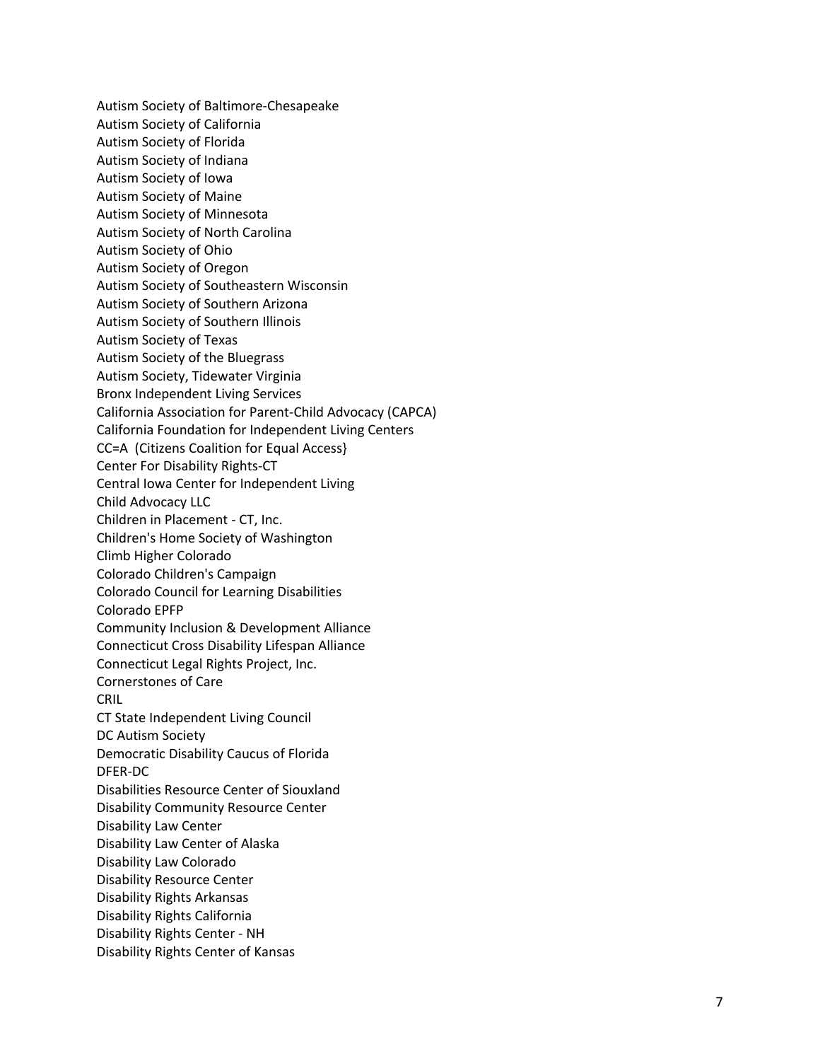Autism Society of Baltimore-Chesapeake
Autism Society of California
Autism Society of Florida
Autism Society of Indiana
Autism Society of Iowa
Autism Society of Maine
Autism Society of Minnesota
Autism Society of North Carolina
Autism Society of Ohio
Autism Society of Oregon
Autism Society of Southeastern Wisconsin
Autism Society of Southern Arizona
Autism Society of Southern Illinois
Autism Society of Texas
Autism Society of the Bluegrass
Autism Society, Tidewater Virginia
Bronx Independent Living Services
California Association for Parent-Child Advocacy (CAPCA)
California Foundation for Independent Living Centers
CC=A (Citizens Coalition for Equal Access}
Center For Disability Rights-CT
Central Iowa Center for Independent Living
Child Advocacy LLC
Children in Placement - CT, Inc.
Children's Home Society of Washington
Climb Higher Colorado
Colorado Children's Campaign
Colorado Council for Learning Disabilities
Colorado EPFP
Community Inclusion & Development Alliance
Connecticut Cross Disability Lifespan Alliance
Connecticut Legal Rights Project, Inc.
Cornerstones of Care
CRIL
CT State Independent Living Council
DC Autism Society
Democratic Disability Caucus of Florida
DFER-DC
Disabilities Resource Center of Siouxland
Disability Community Resource Center
Disability Law Center
Disability Law Center of Alaska
Disability Law Colorado
Disability Resource Center
Disability Rights Arkansas
Disability Rights California
Disability Rights Center - NH
Disability Rights Center of Kansas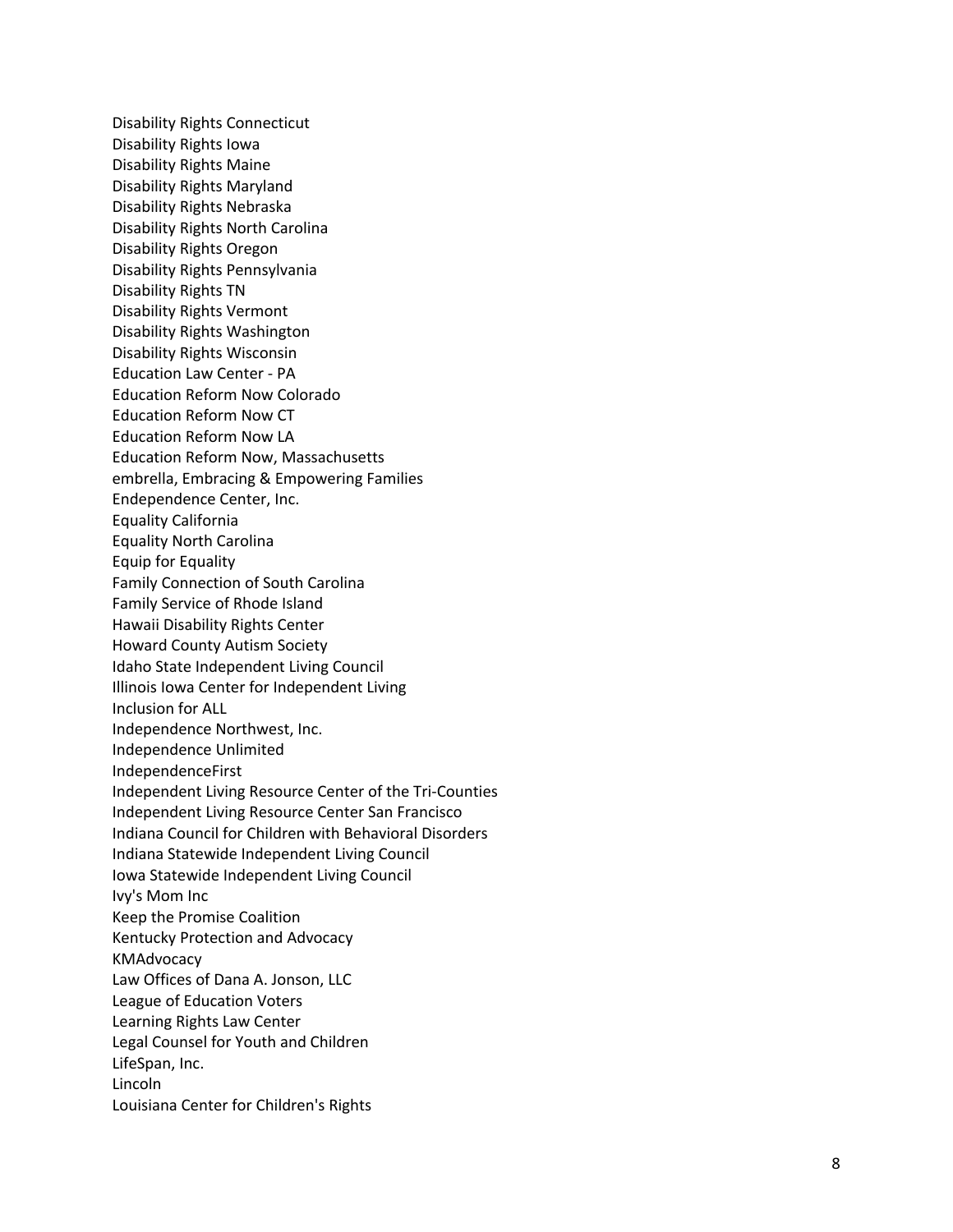Disability Rights Connecticut
Disability Rights Iowa
Disability Rights Maine
Disability Rights Maryland
Disability Rights Nebraska
Disability Rights North Carolina
Disability Rights Oregon
Disability Rights Pennsylvania
Disability Rights TN
Disability Rights Vermont
Disability Rights Washington
Disability Rights Wisconsin
Education Law Center - PA
Education Reform Now Colorado
Education Reform Now CT
Education Reform Now LA
Education Reform Now, Massachusetts
embrella, Embracing & Empowering Families
Endependence Center, Inc.
Equality California
Equality North Carolina
Equip for Equality
Family Connection of South Carolina
Family Service of Rhode Island
Hawaii Disability Rights Center
Howard County Autism Society
Idaho State Independent Living Council
Illinois Iowa Center for Independent Living
Inclusion for ALL
Independence Northwest, Inc.
Independence Unlimited
IndependenceFirst
Independent Living Resource Center of the Tri-Counties
Independent Living Resource Center San Francisco
Indiana Council for Children with Behavioral Disorders
Indiana Statewide Independent Living Council
Iowa Statewide Independent Living Council
Ivy's Mom Inc
Keep the Promise Coalition
Kentucky Protection and Advocacy
KMAdvocacy
Law Offices of Dana A. Jonson, LLC
League of Education Voters
Learning Rights Law Center
Legal Counsel for Youth and Children
LifeSpan, Inc.
Lincoln
Louisiana Center for Children's Rights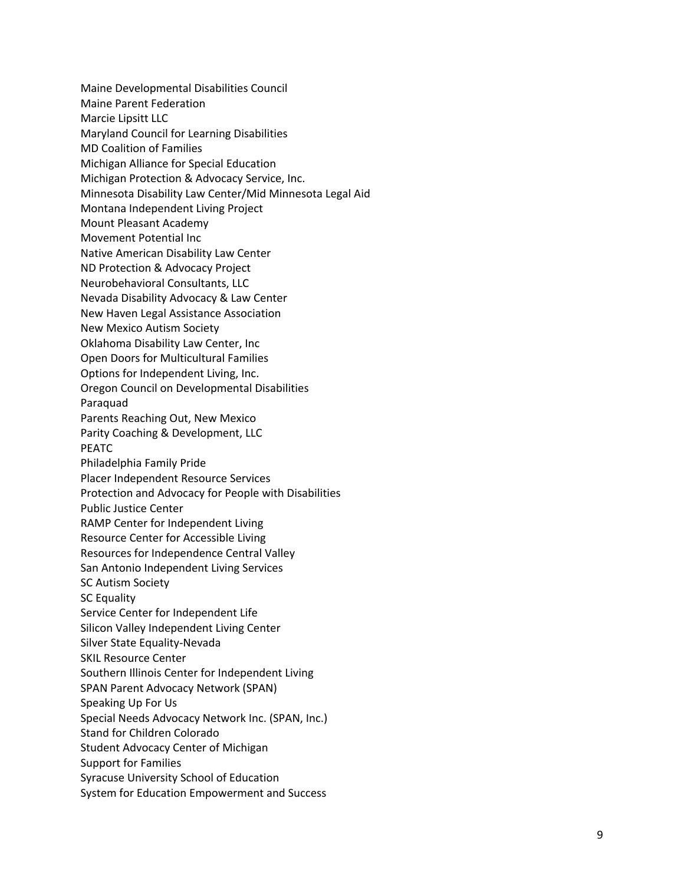Maine Developmental Disabilities Council
Maine Parent Federation
Marcie Lipsitt LLC
Maryland Council for Learning Disabilities
MD Coalition of Families
Michigan Alliance for Special Education
Michigan Protection & Advocacy Service, Inc.
Minnesota Disability Law Center/Mid Minnesota Legal Aid
Montana Independent Living Project
Mount Pleasant Academy
Movement Potential Inc
Native American Disability Law Center
ND Protection & Advocacy Project
Neurobehavioral Consultants, LLC
Nevada Disability Advocacy & Law Center
New Haven Legal Assistance Association
New Mexico Autism Society
Oklahoma Disability Law Center, Inc
Open Doors for Multicultural Families
Options for Independent Living, Inc.
Oregon Council on Developmental Disabilities
Paraquad
Parents Reaching Out, New Mexico
Parity Coaching & Development, LLC
PEATC
Philadelphia Family Pride
Placer Independent Resource Services
Protection and Advocacy for People with Disabilities
Public Justice Center
RAMP Center for Independent Living
Resource Center for Accessible Living
Resources for Independence Central Valley
San Antonio Independent Living Services
SC Autism Society
SC Equality
Service Center for Independent Life
Silicon Valley Independent Living Center
Silver State Equality-Nevada
SKIL Resource Center
Southern Illinois Center for Independent Living
SPAN Parent Advocacy Network (SPAN)
Speaking Up For Us
Special Needs Advocacy Network Inc. (SPAN, Inc.)
Stand for Children Colorado
Student Advocacy Center of Michigan
Support for Families
Syracuse University School of Education
System for Education Empowerment and Success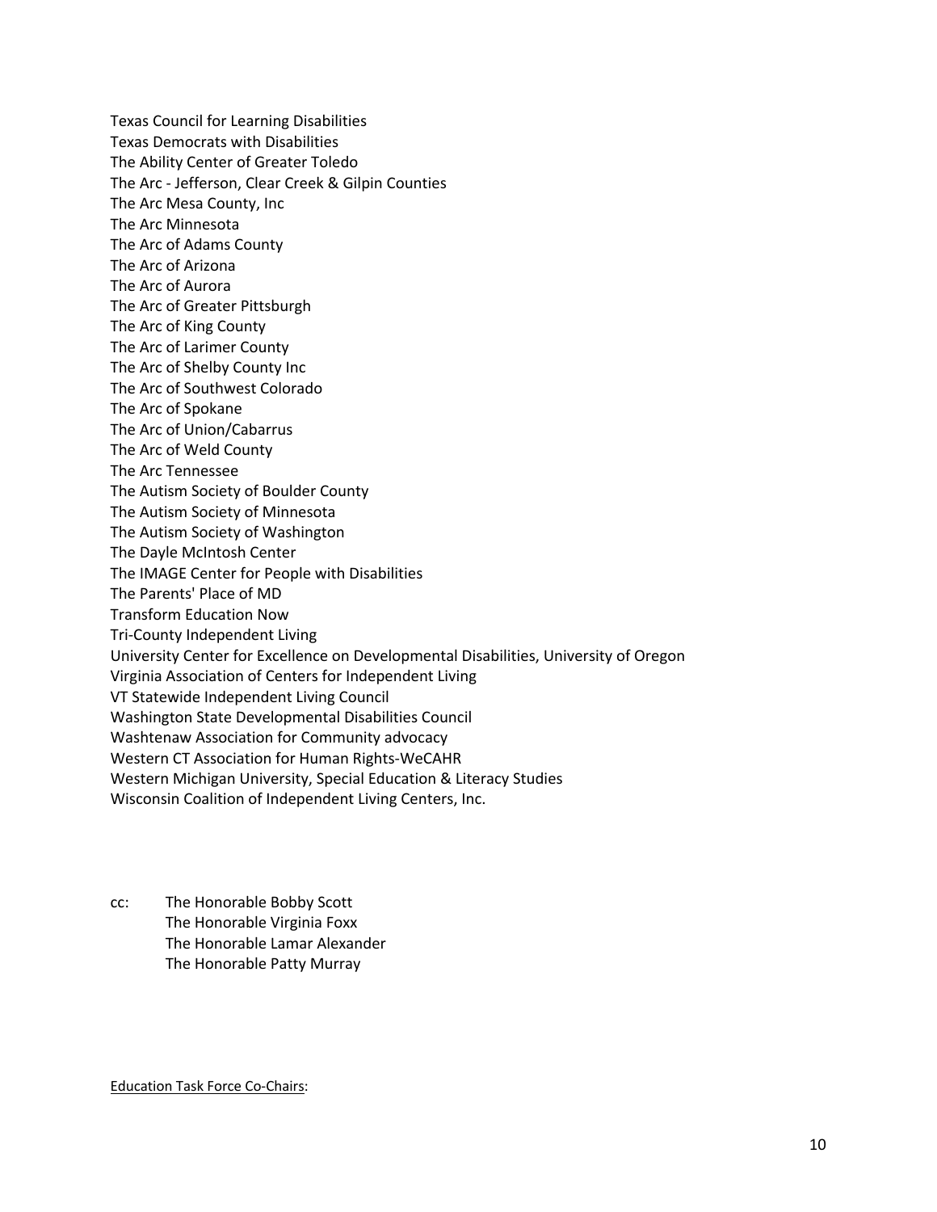Texas Council for Learning Disabilities
Texas Democrats with Disabilities
The Ability Center of Greater Toledo
The Arc - Jefferson, Clear Creek & Gilpin Counties
The Arc Mesa County, Inc
The Arc Minnesota
The Arc of Adams County
The Arc of Arizona
The Arc of Aurora
The Arc of Greater Pittsburgh
The Arc of King County
The Arc of Larimer County
The Arc of Shelby County Inc
The Arc of Southwest Colorado
The Arc of Spokane
The Arc of Union/Cabarrus
The Arc of Weld County
The Arc Tennessee
The Autism Society of Boulder County
The Autism Society of Minnesota
The Autism Society of Washington
The Dayle McIntosh Center
The IMAGE Center for People with Disabilities
The Parents' Place of MD
Transform Education Now
Tri-County Independent Living
University Center for Excellence on Developmental Disabilities, University of Oregon
Virginia Association of Centers for Independent Living
VT Statewide Independent Living Council
Washington State Developmental Disabilities Council
Washtenaw Association for Community advocacy
Western CT Association for Human Rights-WeCAHR
Western Michigan University, Special Education & Literacy Studies
Wisconsin Coalition of Independent Living Centers, Inc.

cc: The Honorable Bobby Scott
The Honorable Virginia Foxx
The Honorable Lamar Alexander
The Honorable Patty Murray

<u>Education Task Force Co-Chairs</u>: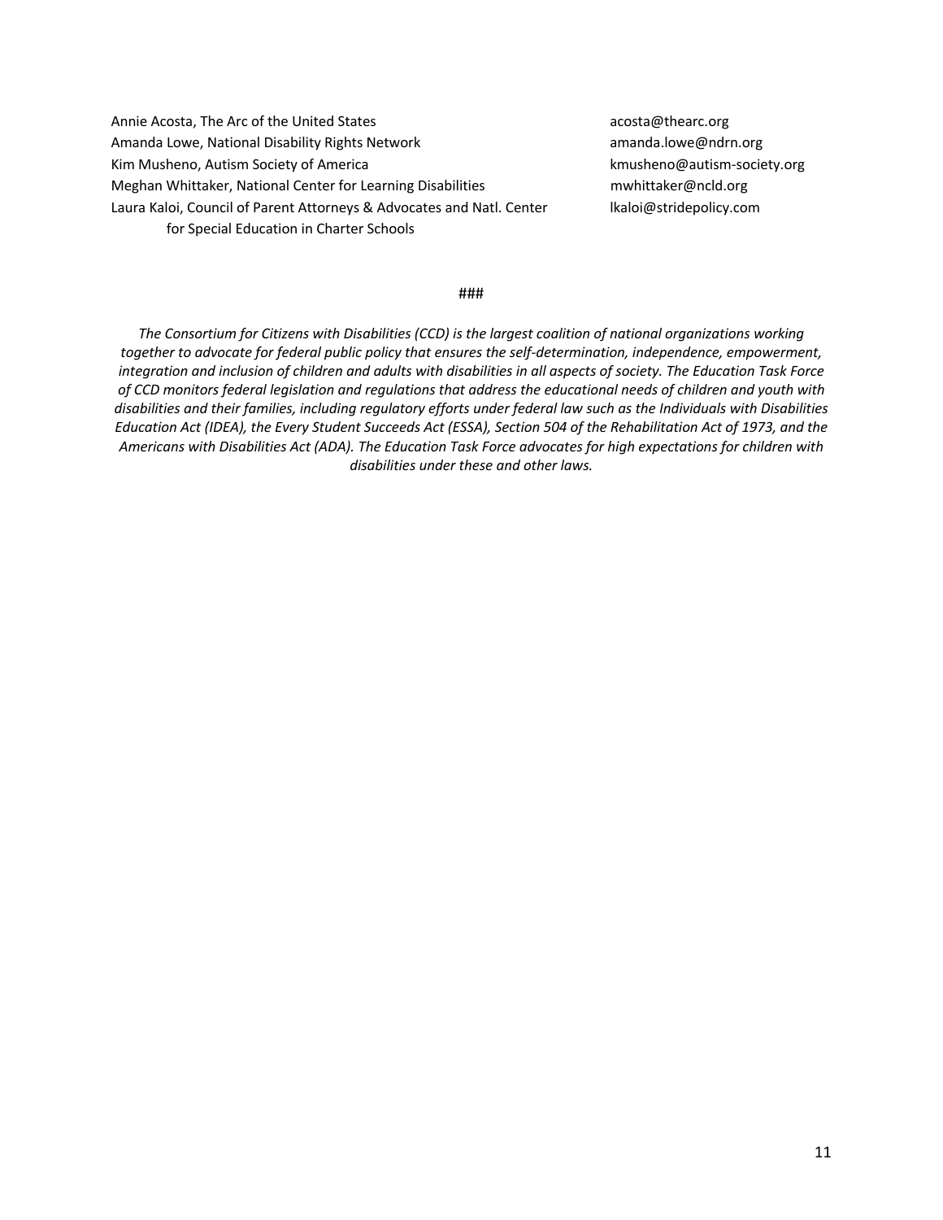Annie Acosta, The Arc of the United States acosta@thearc.org
Amanda Lowe, National Disability Rights Network amanda.lowe@ndrn.org
Kim Musheno, Autism Society of America kmusheno@autism-society.org
Meghan Whittaker, National Center for Learning Disabilities mwhittaker@ncld.org
Laura Kaloi, Council of Parent Attorneys & Advocates and Natl. Center for Special Education in Charter Schools lkaloi@stridepolicy.com

###

*The Consortium for Citizens with Disabilities (CCD) is the largest coalition of national organizations working together to advocate for federal public policy that ensures the self-determination, independence, empowerment, integration and inclusion of children and adults with disabilities in all aspects of society. The Education Task Force of CCD monitors federal legislation and regulations that address the educational needs of children and youth with disabilities and their families, including regulatory efforts under federal law such as the Individuals with Disabilities Education Act (IDEA), the Every Student Succeeds Act (ESSA), Section 504 of the Rehabilitation Act of 1973, and the Americans with Disabilities Act (ADA). The Education Task Force advocates for high expectations for children with disabilities under these and other laws.*